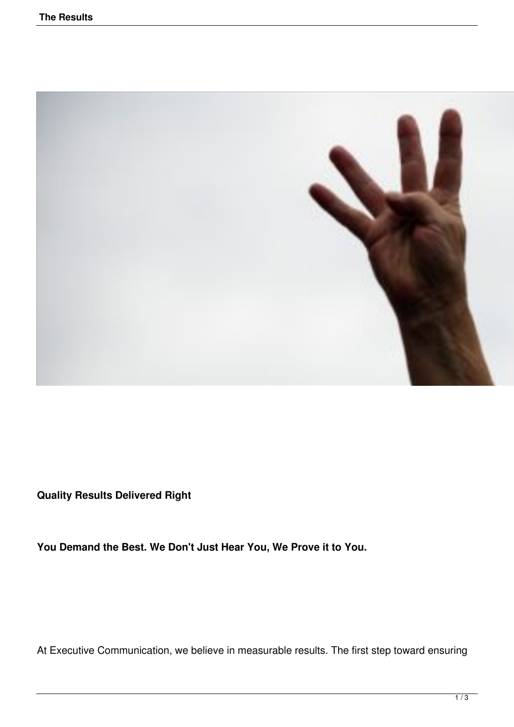**Quality Results Delivered Right**

**You Demand the Best. We Don't Just Hear You, We Prove it to You.**

At Executive Communication, we believe in measurable results. The first step toward ensuring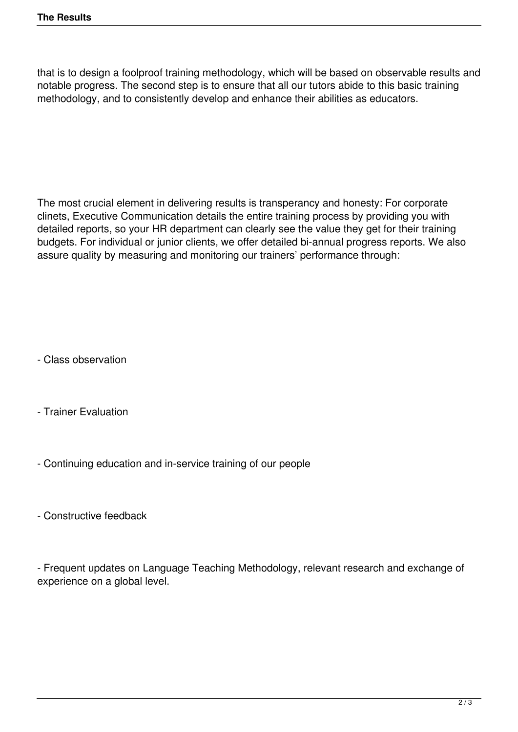that is to design a foolproof training methodology, which will be based on observable results and notable progress. The second step is to ensure that all our tutors abide to this basic training methodology, and to consistently develop and enhance their abilities as educators.

The most crucial element in delivering results is transperancy and honesty: For corporate clinets, Executive Communication details the entire training process by providing you with detailed reports, so your HR department can clearly see the value they get for their training budgets. For individual or junior clients, we offer detailed bi-annual progress reports. We also assure quality by measuring and monitoring our trainers' performance through:

- Class observation

- Trainer Evaluation

- Continuing education and in-service training of our people

- Constructive feedback

- Frequent updates on Language Teaching Methodology, relevant research and exchange of experience on a global level.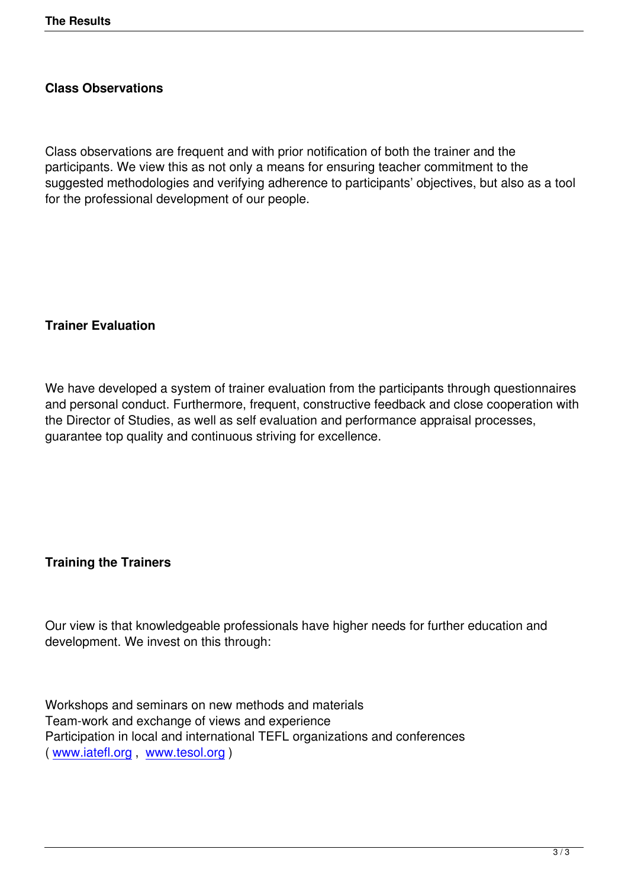### Class Observations

Class observations are frequent and with prior notification of both the trainer and the participants. We view this as not only a means for ensuring teacher commitment to the suggested methodologies and verifying adherence to participants' objectives, but also as a tool for the professional development of our people.

### Trainer Evaluation

We have developed a system of trainer evaluation from the participants through questionnaires and personal conduct. Furthermore, frequent, constructive feedback and close cooperation with the Director of Studies, as well as self evaluation and performance appraisal processes, guarantee top quality and continuous striving for excellence.

### Training the Trainers

Our view is that knowledgeable professionals have higher needs for further education and development. We invest on this through:

Workshops and seminars on new methods and materials
Team-work and exchange of views and experience
Participation in local and international TEFL organizations and conferences ( www.iatefl.org , www.tesol.org )